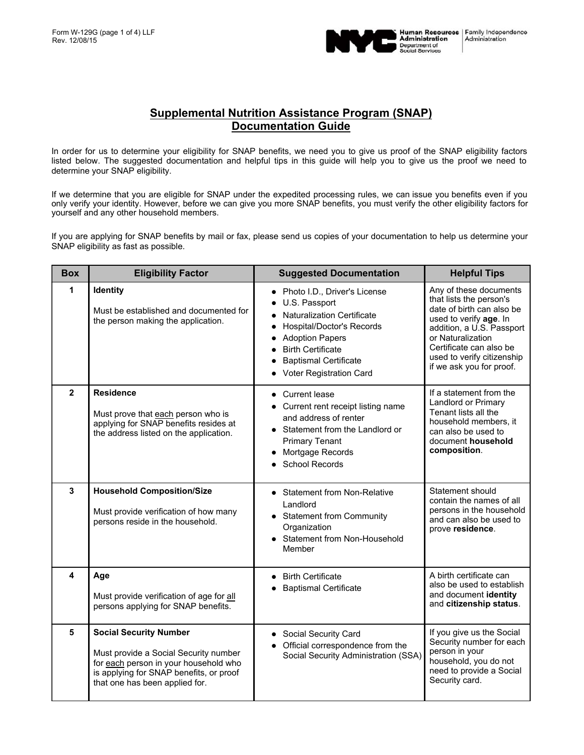Form W-129G (page 1 of 4) LLF
Rev. 12/08/15

NYC Human Resources Administration | Family Independence Administration
Department of Social Services

# Supplemental Nutrition Assistance Program (SNAP) Documentation Guide

In order for us to determine your eligibility for SNAP benefits, we need you to give us proof of the SNAP eligibility factors listed below. The suggested documentation and helpful tips in this guide will help you to give us the proof we need to determine your SNAP eligibility.

If we determine that you are eligible for SNAP under the expedited processing rules, we can issue you benefits even if you only verify your identity. However, before we can give you more SNAP benefits, you must verify the other eligibility factors for yourself and any other household members.

If you are applying for SNAP benefits by mail or fax, please send us copies of your documentation to help us determine your SNAP eligibility as fast as possible.

| Box | Eligibility Factor | Suggested Documentation | Helpful Tips |
|---|---|---|---|
| 1 | **Identity**<br><br>Must be established and documented for the person making the application. | • Photo I.D., Driver's License<br>• U.S. Passport<br>• Naturalization Certificate<br>• Hospital/Doctor's Records<br>• Adoption Papers<br>• Birth Certificate<br>• Baptismal Certificate<br>• Voter Registration Card | Any of these documents that lists the person's date of birth can also be used to verify **age**. In addition, a U.S. Passport or Naturalization Certificate can also be used to verify citizenship if we ask you for proof. |
| 2 | **Residence**<br><br>Must prove that each person who is applying for SNAP benefits resides at the address listed on the application. | • Current lease<br>• Current rent receipt listing name and address of renter<br>• Statement from the Landlord or Primary Tenant<br>• Mortgage Records<br>• School Records | If a statement from the Landlord or Primary Tenant lists all the household members, it can also be used to document **household composition**. |
| 3 | **Household Composition/Size**<br><br>Must provide verification of how many persons reside in the household. | • Statement from Non-Relative Landlord<br>• Statement from Community Organization<br>• Statement from Non-Household Member | Statement should contain the names of all persons in the household and can also be used to prove **residence**. |
| 4 | **Age**<br><br>Must provide verification of age for all persons applying for SNAP benefits. | • Birth Certificate<br>• Baptismal Certificate | A birth certificate can also be used to establish and document **identity** and **citizenship status**. |
| 5 | **Social Security Number**<br><br>Must provide a Social Security number for each person in your household who is applying for SNAP benefits, or proof that one has been applied for. | • Social Security Card<br>• Official correspondence from the Social Security Administration (SSA) | If you give us the Social Security number for each person in your household, you do not need to provide a Social Security card. |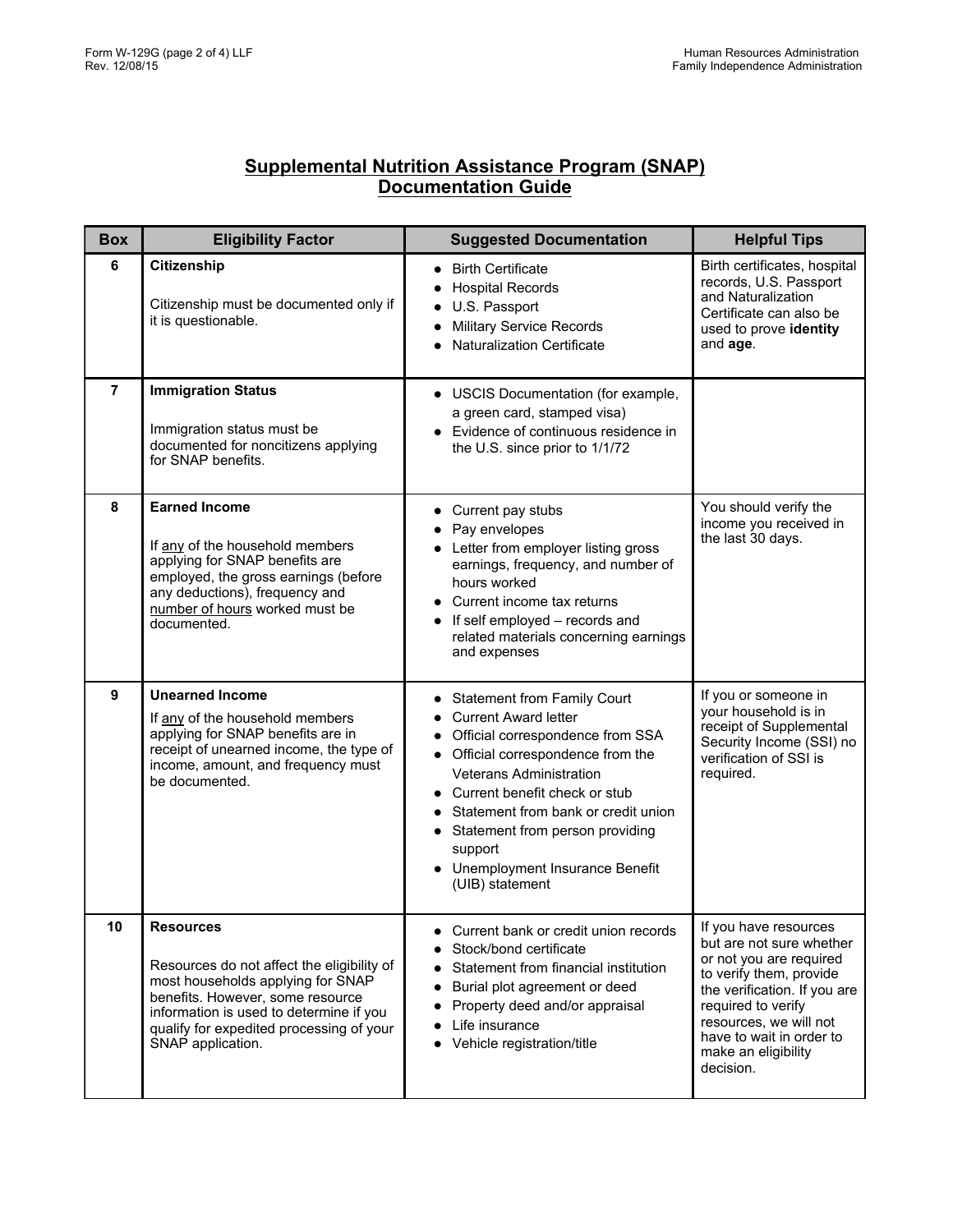# Supplemental Nutrition Assistance Program (SNAP) Documentation Guide

| Box | Eligibility Factor | Suggested Documentation | Helpful Tips |
|---|---|---|---|
| 6 | **Citizenship**<br><br>Citizenship must be documented only if it is questionable. | • Birth Certificate<br>• Hospital Records<br>• U.S. Passport<br>• Military Service Records<br>• Naturalization Certificate | Birth certificates, hospital records, U.S. Passport and Naturalization Certificate can also be used to prove **identity** and **age**. |
| 7 | **Immigration Status**<br><br>Immigration status must be documented for noncitizens applying for SNAP benefits. | • USCIS Documentation (for example, a green card, stamped visa)<br>• Evidence of continuous residence in the U.S. since prior to 1/1/72 | |
| 8 | **Earned Income**<br><br>If any of the household members applying for SNAP benefits are employed, the gross earnings (before any deductions), frequency and number of hours worked must be documented. | • Current pay stubs<br>• Pay envelopes<br>• Letter from employer listing gross earnings, frequency, and number of hours worked<br>• Current income tax returns<br>• If self employed – records and related materials concerning earnings and expenses | You should verify the income you received in the last 30 days. |
| 9 | **Unearned Income**<br>If any of the household members applying for SNAP benefits are in receipt of unearned income, the type of income, amount, and frequency must be documented. | • Statement from Family Court<br>• Current Award letter<br>• Official correspondence from SSA<br>• Official correspondence from the Veterans Administration<br>• Current benefit check or stub<br>• Statement from bank or credit union<br>• Statement from person providing support<br>• Unemployment Insurance Benefit (UIB) statement | If you or someone in your household is in receipt of Supplemental Security Income (SSI) no verification of SSI is required. |
| 10 | **Resources**<br><br>Resources do not affect the eligibility of most households applying for SNAP benefits. However, some resource information is used to determine if you qualify for expedited processing of your SNAP application. | • Current bank or credit union records<br>• Stock/bond certificate<br>• Statement from financial institution<br>• Burial plot agreement or deed<br>• Property deed and/or appraisal<br>• Life insurance<br>• Vehicle registration/title | If you have resources but are not sure whether or not you are required to verify them, provide the verification. If you are required to verify resources, we will not have to wait in order to make an eligibility decision. |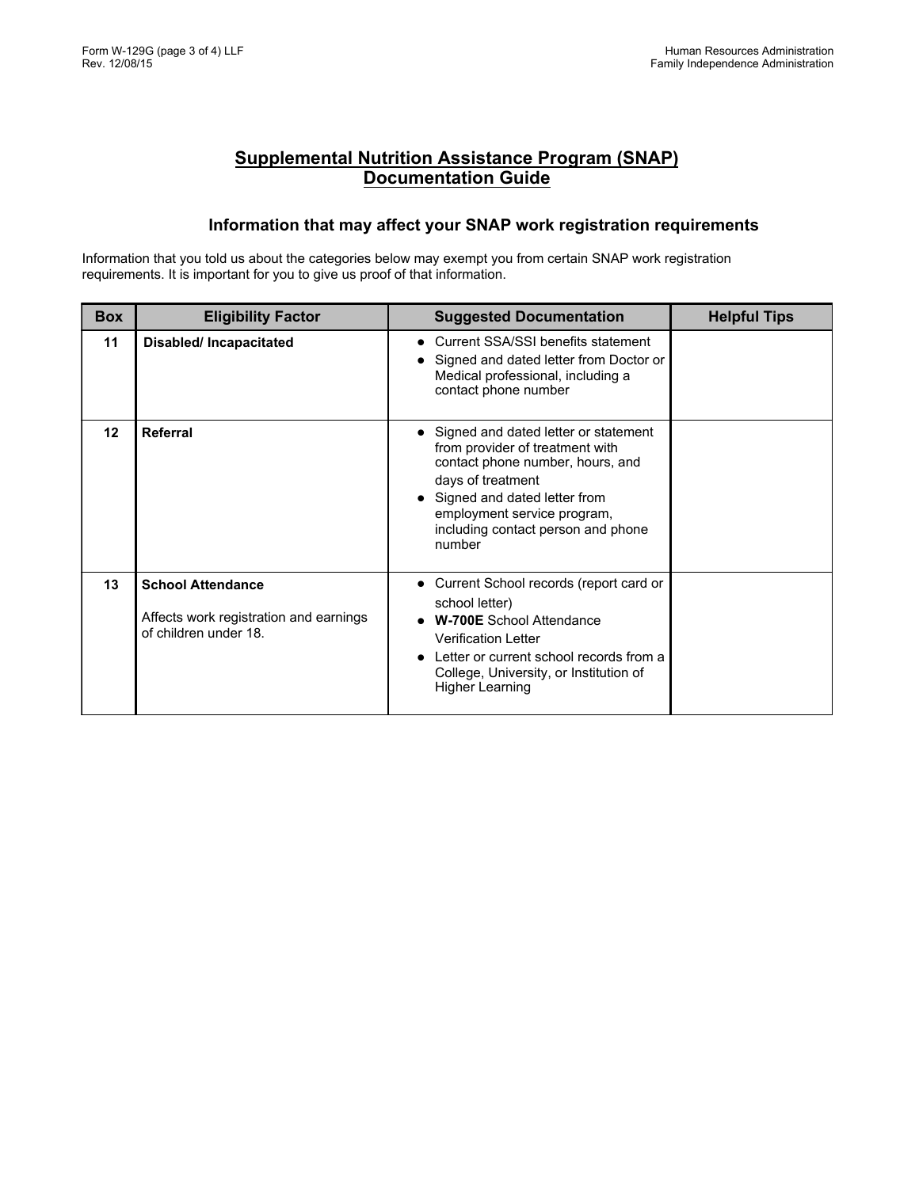# Supplemental Nutrition Assistance Program (SNAP) Documentation Guide

## Information that may affect your SNAP work registration requirements

Information that you told us about the categories below may exempt you from certain SNAP work registration requirements. It is important for you to give us proof of that information.

| Box | Eligibility Factor | Suggested Documentation | Helpful Tips |
|---|---|---|---|
| 11 | **Disabled/ Incapacitated** | • Current SSA/SSI benefits statement<br>• Signed and dated letter from Doctor or Medical professional, including a contact phone number | |
| 12 | **Referral** | • Signed and dated letter or statement from provider of treatment with contact phone number, hours, and days of treatment<br>• Signed and dated letter from employment service program, including contact person and phone number | |
| 13 | **School Attendance**<br><br>Affects work registration and earnings of children under 18. | • Current School records (report card or school letter)<br>• **W-700E** School Attendance Verification Letter<br>• Letter or current school records from a College, University, or Institution of Higher Learning | |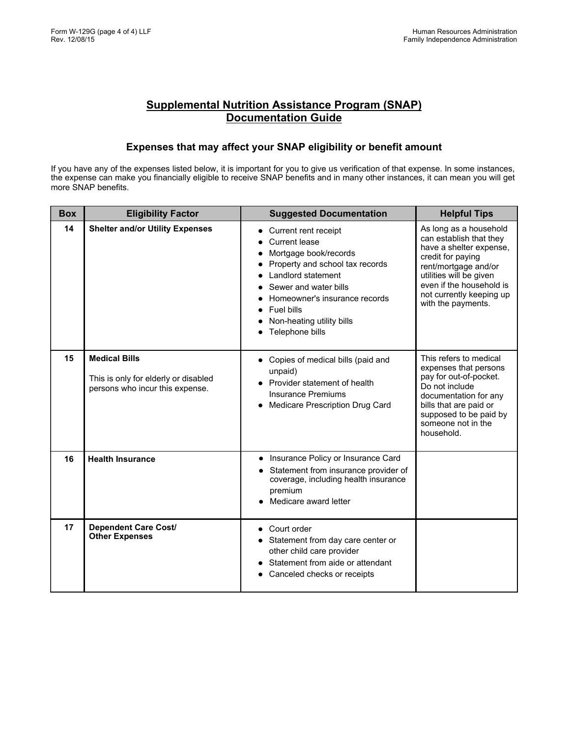## Supplemental Nutrition Assistance Program (SNAP) Documentation Guide

### Expenses that may affect your SNAP eligibility or benefit amount

If you have any of the expenses listed below, it is important for you to give us verification of that expense. In some instances, the expense can make you financially eligible to receive SNAP benefits and in many other instances, it can mean you will get more SNAP benefits.

| Box | Eligibility Factor | Suggested Documentation | Helpful Tips |
|---|---|---|---|
| 14 | **Shelter and/or Utility Expenses** | • Current rent receipt<br>• Current lease<br>• Mortgage book/records<br>• Property and school tax records<br>• Landlord statement<br>• Sewer and water bills<br>• Homeowner's insurance records<br>• Fuel bills<br>• Non-heating utility bills<br>• Telephone bills | As long as a household can establish that they have a shelter expense, credit for paying rent/mortgage and/or utilities will be given even if the household is not currently keeping up with the payments. |
| 15 | **Medical Bills**<br><br>This is only for elderly or disabled persons who incur this expense. | • Copies of medical bills (paid and unpaid)<br>• Provider statement of health Insurance Premiums<br>• Medicare Prescription Drug Card | This refers to medical expenses that persons pay for out-of-pocket. Do not include documentation for any bills that are paid or supposed to be paid by someone not in the household. |
| 16 | **Health Insurance** | • Insurance Policy or Insurance Card<br>• Statement from insurance provider of coverage, including health insurance premium<br>• Medicare award letter | |
| 17 | **Dependent Care Cost/ Other Expenses** | • Court order<br>• Statement from day care center or other child care provider<br>• Statement from aide or attendant<br>• Canceled checks or receipts | |